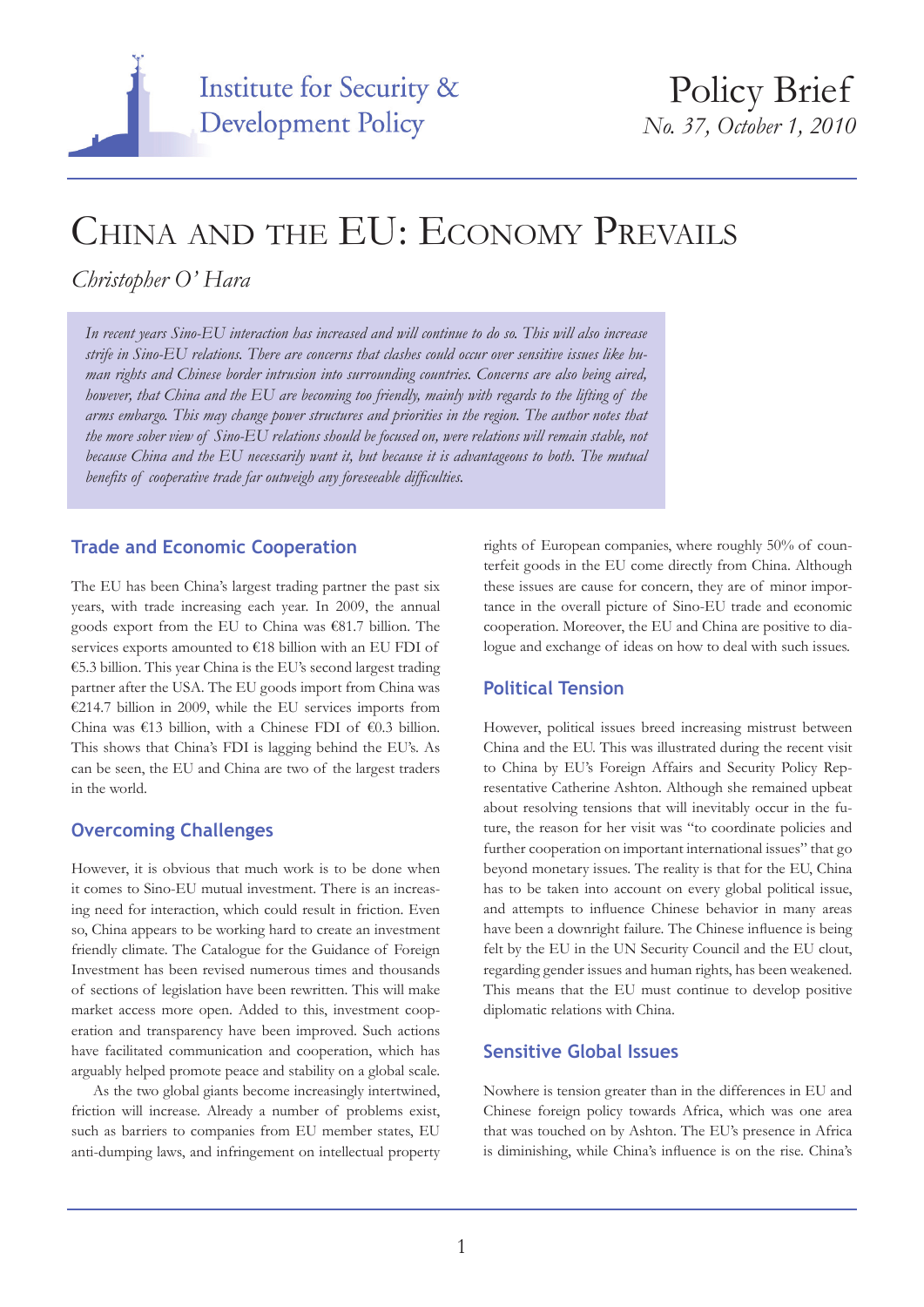Institute for Security & Development Policy

Policy Brief
*No. 37, October 1, 2010*

# China and the EU: Economy Prevails

*Christopher O' Hara*

*In recent years Sino-EU interaction has increased and will continue to do so. This will also increase strife in Sino-EU relations. There are concerns that clashes could occur over sensitive issues like human rights and Chinese border intrusion into surrounding countries. Concerns are also being aired, however, that China and the EU are becoming too friendly, mainly with regards to the lifting of the arms embargo. This may change power structures and priorities in the region. The author notes that the more sober view of Sino-EU relations should be focused on, were relations will remain stable, not because China and the EU necessarily want it, but because it is advantageous to both. The mutual benefits of cooperative trade far outweigh any foreseeable difficulties.*

## Trade and Economic Cooperation

The EU has been China's largest trading partner the past six years, with trade increasing each year. In 2009, the annual goods export from the EU to China was €81.7 billion. The services exports amounted to €18 billion with an EU FDI of €5.3 billion. This year China is the EU's second largest trading partner after the USA. The EU goods import from China was €214.7 billion in 2009, while the EU services imports from China was €13 billion, with a Chinese FDI of €0.3 billion. This shows that China's FDI is lagging behind the EU's. As can be seen, the EU and China are two of the largest traders in the world.

## Overcoming Challenges

However, it is obvious that much work is to be done when it comes to Sino-EU mutual investment. There is an increasing need for interaction, which could result in friction. Even so, China appears to be working hard to create an investment friendly climate. The Catalogue for the Guidance of Foreign Investment has been revised numerous times and thousands of sections of legislation have been rewritten. This will make market access more open. Added to this, investment cooperation and transparency have been improved. Such actions have facilitated communication and cooperation, which has arguably helped promote peace and stability on a global scale.

As the two global giants become increasingly intertwined, friction will increase. Already a number of problems exist, such as barriers to companies from EU member states, EU anti-dumping laws, and infringement on intellectual property rights of European companies, where roughly 50% of counterfeit goods in the EU come directly from China. Although these issues are cause for concern, they are of minor importance in the overall picture of Sino-EU trade and economic cooperation. Moreover, the EU and China are positive to dialogue and exchange of ideas on how to deal with such issues.

## Political Tension

However, political issues breed increasing mistrust between China and the EU. This was illustrated during the recent visit to China by EU's Foreign Affairs and Security Policy Representative Catherine Ashton. Although she remained upbeat about resolving tensions that will inevitably occur in the future, the reason for her visit was "to coordinate policies and further cooperation on important international issues" that go beyond monetary issues. The reality is that for the EU, China has to be taken into account on every global political issue, and attempts to influence Chinese behavior in many areas have been a downright failure. The Chinese influence is being felt by the EU in the UN Security Council and the EU clout, regarding gender issues and human rights, has been weakened. This means that the EU must continue to develop positive diplomatic relations with China.

## Sensitive Global Issues

Nowhere is tension greater than in the differences in EU and Chinese foreign policy towards Africa, which was one area that was touched on by Ashton. The EU's presence in Africa is diminishing, while China's influence is on the rise. China's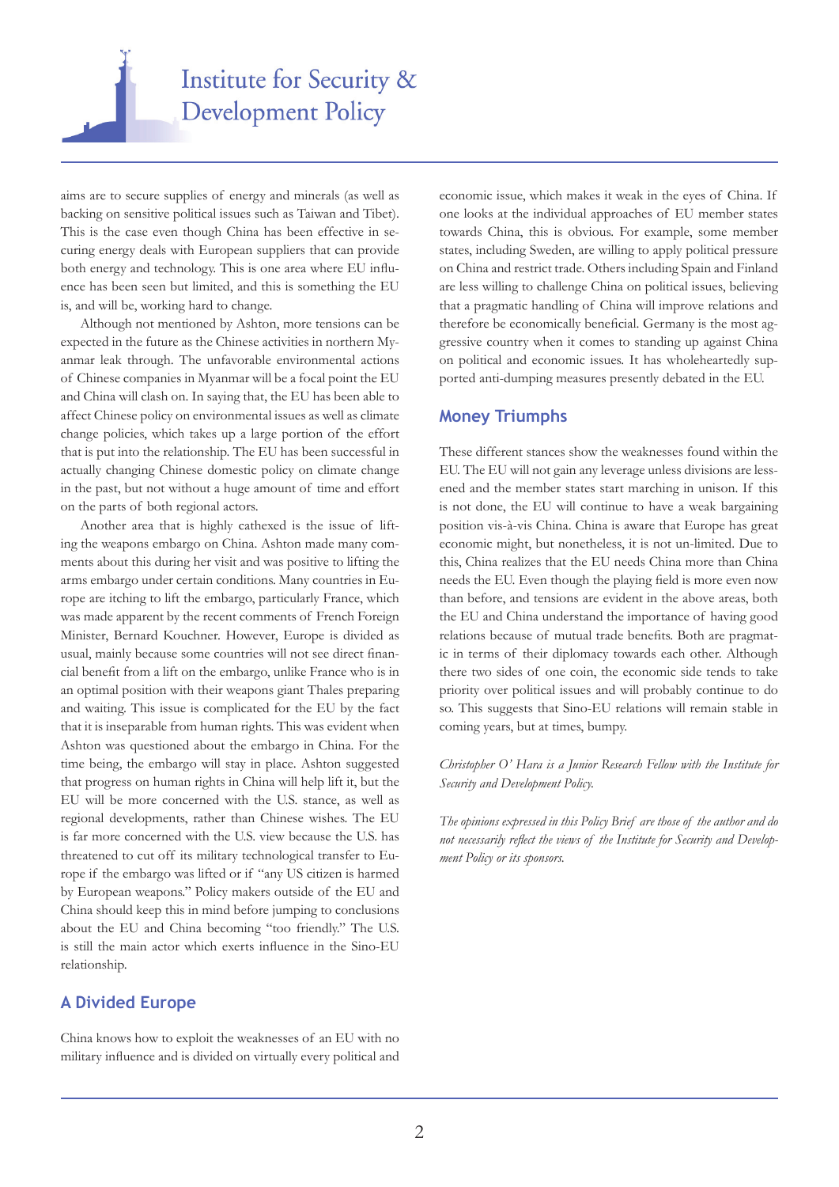aims are to secure supplies of energy and minerals (as well as backing on sensitive political issues such as Taiwan and Tibet). This is the case even though China has been effective in securing energy deals with European suppliers that can provide both energy and technology. This is one area where EU influence has been seen but limited, and this is something the EU is, and will be, working hard to change.

Although not mentioned by Ashton, more tensions can be expected in the future as the Chinese activities in northern Myanmar leak through. The unfavorable environmental actions of Chinese companies in Myanmar will be a focal point the EU and China will clash on. In saying that, the EU has been able to affect Chinese policy on environmental issues as well as climate change policies, which takes up a large portion of the effort that is put into the relationship. The EU has been successful in actually changing Chinese domestic policy on climate change in the past, but not without a huge amount of time and effort on the parts of both regional actors.

Another area that is highly cathexed is the issue of lifting the weapons embargo on China. Ashton made many comments about this during her visit and was positive to lifting the arms embargo under certain conditions. Many countries in Europe are itching to lift the embargo, particularly France, which was made apparent by the recent comments of French Foreign Minister, Bernard Kouchner. However, Europe is divided as usual, mainly because some countries will not see direct financial benefit from a lift on the embargo, unlike France who is in an optimal position with their weapons giant Thales preparing and waiting. This issue is complicated for the EU by the fact that it is inseparable from human rights. This was evident when Ashton was questioned about the embargo in China. For the time being, the embargo will stay in place. Ashton suggested that progress on human rights in China will help lift it, but the EU will be more concerned with the U.S. stance, as well as regional developments, rather than Chinese wishes. The EU is far more concerned with the U.S. view because the U.S. has threatened to cut off its military technological transfer to Europe if the embargo was lifted or if "any US citizen is harmed by European weapons." Policy makers outside of the EU and China should keep this in mind before jumping to conclusions about the EU and China becoming "too friendly." The U.S. is still the main actor which exerts influence in the Sino-EU relationship.

## A Divided Europe

China knows how to exploit the weaknesses of an EU with no military influence and is divided on virtually every political and economic issue, which makes it weak in the eyes of China. If one looks at the individual approaches of EU member states towards China, this is obvious. For example, some member states, including Sweden, are willing to apply political pressure on China and restrict trade. Others including Spain and Finland are less willing to challenge China on political issues, believing that a pragmatic handling of China will improve relations and therefore be economically beneficial. Germany is the most aggressive country when it comes to standing up against China on political and economic issues. It has wholeheartedly supported anti-dumping measures presently debated in the EU.

## Money Triumphs

These different stances show the weaknesses found within the EU. The EU will not gain any leverage unless divisions are lessened and the member states start marching in unison. If this is not done, the EU will continue to have a weak bargaining position vis-à-vis China. China is aware that Europe has great economic might, but nonetheless, it is not un-limited. Due to this, China realizes that the EU needs China more than China needs the EU. Even though the playing field is more even now than before, and tensions are evident in the above areas, both the EU and China understand the importance of having good relations because of mutual trade benefits. Both are pragmatic in terms of their diplomacy towards each other. Although there two sides of one coin, the economic side tends to take priority over political issues and will probably continue to do so. This suggests that Sino-EU relations will remain stable in coming years, but at times, bumpy.

*Christopher O' Hara is a Junior Research Fellow with the Institute for Security and Development Policy.*

*The opinions expressed in this Policy Brief are those of the author and do not necessarily reflect the views of the Institute for Security and Development Policy or its sponsors.*